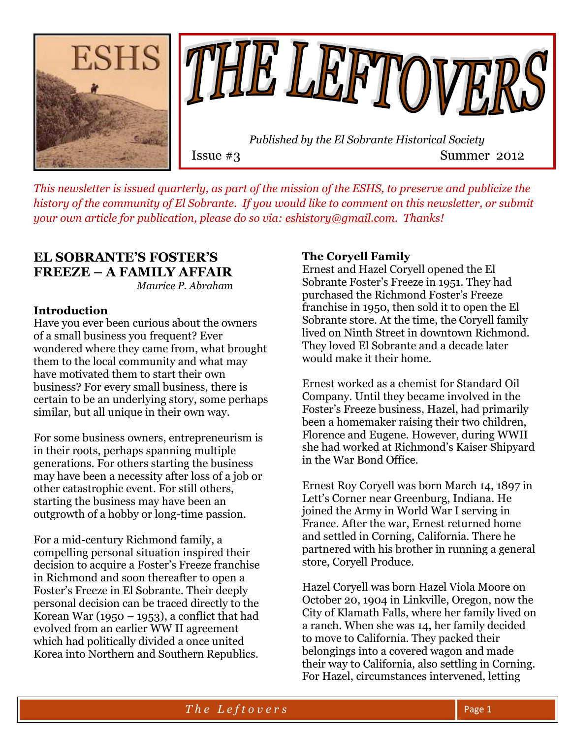# THE LEFTOVERS

*Published by the El Sobrante Historical Society*

Issue #3 Summer 2012

*This newsletter is issued quarterly, as part of the mission of the ESHS, to preserve and publicize the history of the community of El Sobrante. If you would like to comment on this newsletter, or submit your own article for publication, please do so via: eshistory@gmail.com. Thanks!*

## EL SOBRANTE'S FOSTER'S FREEZE – A FAMILY AFFAIR

*Maurice P. Abraham*

### Introduction

Have you ever been curious about the owners of a small business you frequent? Ever wondered where they came from, what brought them to the local community and what may have motivated them to start their own business? For every small business, there is certain to be an underlying story, some perhaps similar, but all unique in their own way.

For some business owners, entrepreneurism is in their roots, perhaps spanning multiple generations. For others starting the business may have been a necessity after loss of a job or other catastrophic event. For still others, starting the business may have been an outgrowth of a hobby or long-time passion.

For a mid-century Richmond family, a compelling personal situation inspired their decision to acquire a Foster's Freeze franchise in Richmond and soon thereafter to open a Foster's Freeze in El Sobrante. Their deeply personal decision can be traced directly to the Korean War (1950 – 1953), a conflict that had evolved from an earlier WW II agreement which had politically divided a once united Korea into Northern and Southern Republics.

### The Coryell Family

Ernest and Hazel Coryell opened the El Sobrante Foster's Freeze in 1951. They had purchased the Richmond Foster's Freeze franchise in 1950, then sold it to open the El Sobrante store. At the time, the Coryell family lived on Ninth Street in downtown Richmond. They loved El Sobrante and a decade later would make it their home.

Ernest worked as a chemist for Standard Oil Company. Until they became involved in the Foster's Freeze business, Hazel, had primarily been a homemaker raising their two children, Florence and Eugene. However, during WWII she had worked at Richmond's Kaiser Shipyard in the War Bond Office.

Ernest Roy Coryell was born March 14, 1897 in Lett's Corner near Greenburg, Indiana. He joined the Army in World War I serving in France. After the war, Ernest returned home and settled in Corning, California. There he partnered with his brother in running a general store, Coryell Produce.

Hazel Coryell was born Hazel Viola Moore on October 20, 1904 in Linkville, Oregon, now the City of Klamath Falls, where her family lived on a ranch. When she was 14, her family decided to move to California. They packed their belongings into a covered wagon and made their way to California, also settling in Corning. For Hazel, circumstances intervened, letting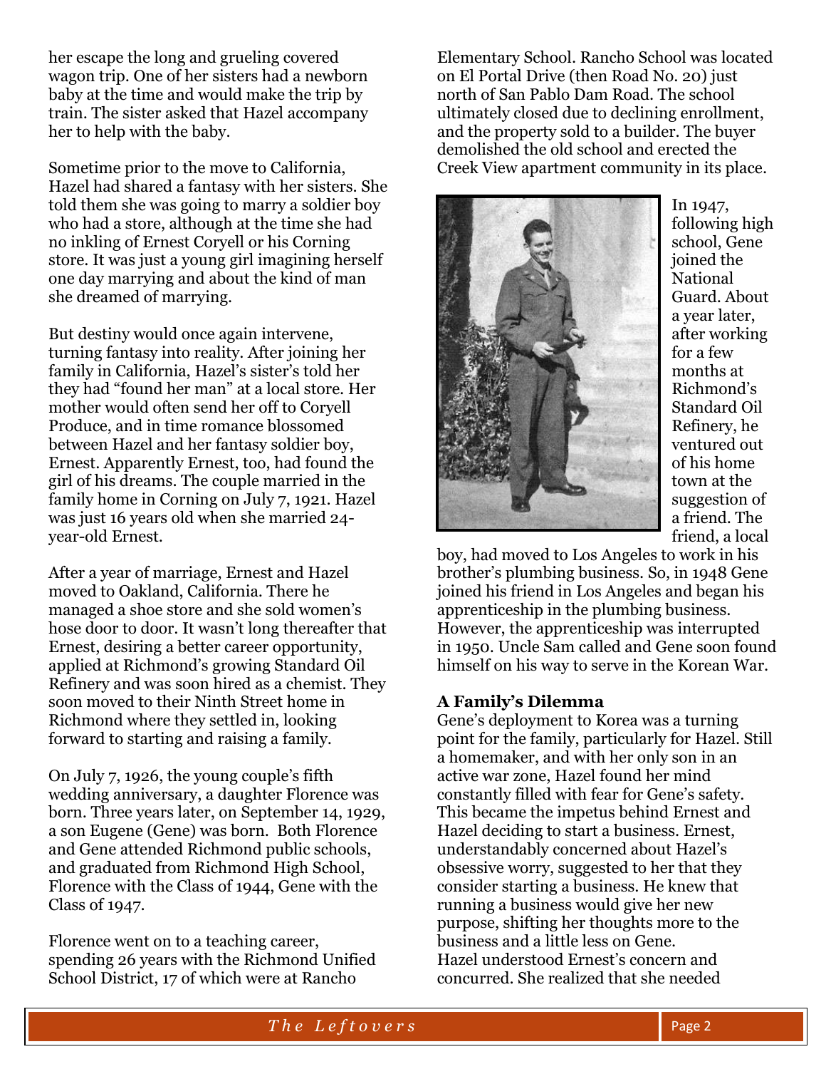her escape the long and grueling covered wagon trip. One of her sisters had a newborn baby at the time and would make the trip by train. The sister asked that Hazel accompany her to help with the baby.

Sometime prior to the move to California, Hazel had shared a fantasy with her sisters. She told them she was going to marry a soldier boy who had a store, although at the time she had no inkling of Ernest Coryell or his Corning store. It was just a young girl imagining herself one day marrying and about the kind of man she dreamed of marrying.

But destiny would once again intervene, turning fantasy into reality. After joining her family in California, Hazel's sister's told her they had "found her man" at a local store. Her mother would often send her off to Coryell Produce, and in time romance blossomed between Hazel and her fantasy soldier boy, Ernest. Apparently Ernest, too, had found the girl of his dreams. The couple married in the family home in Corning on July 7, 1921. Hazel was just 16 years old when she married 24-year-old Ernest.

After a year of marriage, Ernest and Hazel moved to Oakland, California. There he managed a shoe store and she sold women's hose door to door. It wasn't long thereafter that Ernest, desiring a better career opportunity, applied at Richmond's growing Standard Oil Refinery and was soon hired as a chemist. They soon moved to their Ninth Street home in Richmond where they settled in, looking forward to starting and raising a family.

On July 7, 1926, the young couple's fifth wedding anniversary, a daughter Florence was born. Three years later, on September 14, 1929, a son Eugene (Gene) was born. Both Florence and Gene attended Richmond public schools, and graduated from Richmond High School, Florence with the Class of 1944, Gene with the Class of 1947.

Florence went on to a teaching career, spending 26 years with the Richmond Unified School District, 17 of which were at Rancho Elementary School. Rancho School was located on El Portal Drive (then Road No. 20) just north of San Pablo Dam Road. The school ultimately closed due to declining enrollment, and the property sold to a builder. The buyer demolished the old school and erected the Creek View apartment community in its place.

In 1947, following high school, Gene joined the National Guard. About a year later, after working for a few months at Richmond's Standard Oil Refinery, he ventured out of his home town at the suggestion of a friend. The friend, a local boy, had moved to Los Angeles to work in his brother's plumbing business. So, in 1948 Gene joined his friend in Los Angeles and began his apprenticeship in the plumbing business. However, the apprenticeship was interrupted in 1950. Uncle Sam called and Gene soon found himself on his way to serve in the Korean War.

### A Family's Dilemma

Gene's deployment to Korea was a turning point for the family, particularly for Hazel. Still a homemaker, and with her only son in an active war zone, Hazel found her mind constantly filled with fear for Gene's safety. This became the impetus behind Ernest and Hazel deciding to start a business. Ernest, understandably concerned about Hazel's obsessive worry, suggested to her that they consider starting a business. He knew that running a business would give her new purpose, shifting her thoughts more to the business and a little less on Gene.
Hazel understood Ernest's concern and concurred. She realized that she needed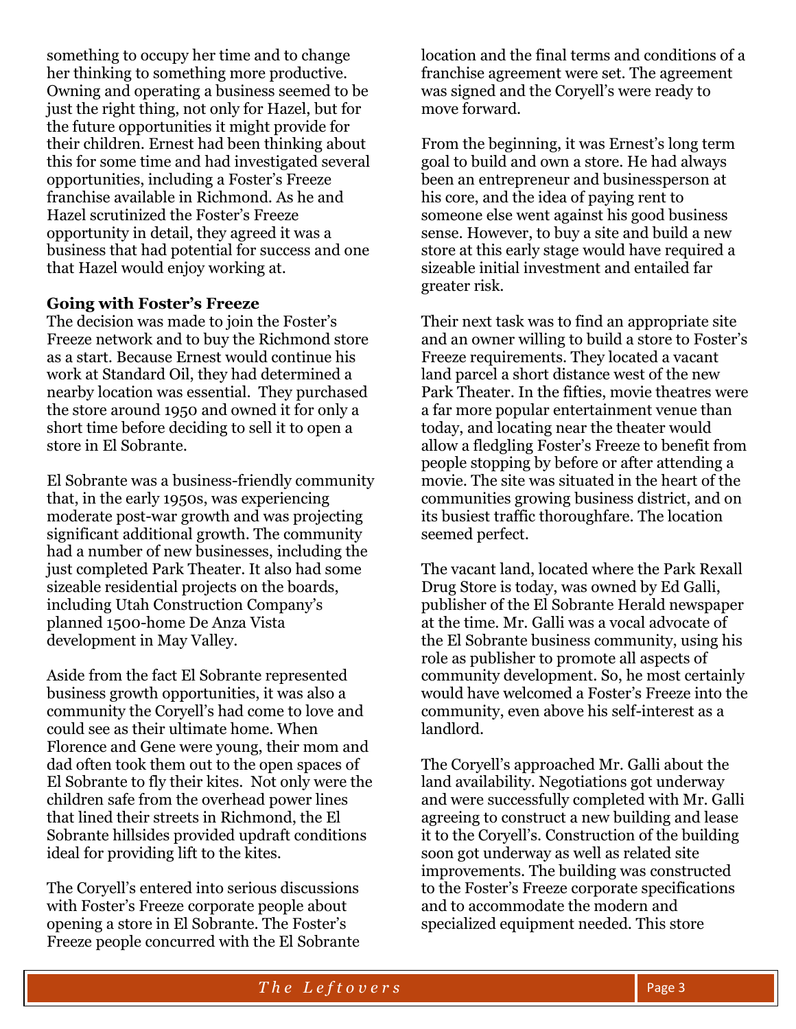something to occupy her time and to change her thinking to something more productive. Owning and operating a business seemed to be just the right thing, not only for Hazel, but for the future opportunities it might provide for their children. Ernest had been thinking about this for some time and had investigated several opportunities, including a Foster's Freeze franchise available in Richmond. As he and Hazel scrutinized the Foster's Freeze opportunity in detail, they agreed it was a business that had potential for success and one that Hazel would enjoy working at.

**Going with Foster's Freeze**

The decision was made to join the Foster's Freeze network and to buy the Richmond store as a start. Because Ernest would continue his work at Standard Oil, they had determined a nearby location was essential. They purchased the store around 1950 and owned it for only a short time before deciding to sell it to open a store in El Sobrante.

El Sobrante was a business-friendly community that, in the early 1950s, was experiencing moderate post-war growth and was projecting significant additional growth. The community had a number of new businesses, including the just completed Park Theater. It also had some sizeable residential projects on the boards, including Utah Construction Company's planned 1500-home De Anza Vista development in May Valley.

Aside from the fact El Sobrante represented business growth opportunities, it was also a community the Coryell's had come to love and could see as their ultimate home. When Florence and Gene were young, their mom and dad often took them out to the open spaces of El Sobrante to fly their kites. Not only were the children safe from the overhead power lines that lined their streets in Richmond, the El Sobrante hillsides provided updraft conditions ideal for providing lift to the kites.

The Coryell's entered into serious discussions with Foster's Freeze corporate people about opening a store in El Sobrante. The Foster's Freeze people concurred with the El Sobrante location and the final terms and conditions of a franchise agreement were set. The agreement was signed and the Coryell's were ready to move forward.

From the beginning, it was Ernest's long term goal to build and own a store. He had always been an entrepreneur and businessperson at his core, and the idea of paying rent to someone else went against his good business sense. However, to buy a site and build a new store at this early stage would have required a sizeable initial investment and entailed far greater risk.

Their next task was to find an appropriate site and an owner willing to build a store to Foster's Freeze requirements. They located a vacant land parcel a short distance west of the new Park Theater. In the fifties, movie theatres were a far more popular entertainment venue than today, and locating near the theater would allow a fledgling Foster's Freeze to benefit from people stopping by before or after attending a movie. The site was situated in the heart of the communities growing business district, and on its busiest traffic thoroughfare. The location seemed perfect.

The vacant land, located where the Park Rexall Drug Store is today, was owned by Ed Galli, publisher of the El Sobrante Herald newspaper at the time. Mr. Galli was a vocal advocate of the El Sobrante business community, using his role as publisher to promote all aspects of community development. So, he most certainly would have welcomed a Foster's Freeze into the community, even above his self-interest as a landlord.

The Coryell's approached Mr. Galli about the land availability. Negotiations got underway and were successfully completed with Mr. Galli agreeing to construct a new building and lease it to the Coryell's. Construction of the building soon got underway as well as related site improvements. The building was constructed to the Foster's Freeze corporate specifications and to accommodate the modern and specialized equipment needed. This store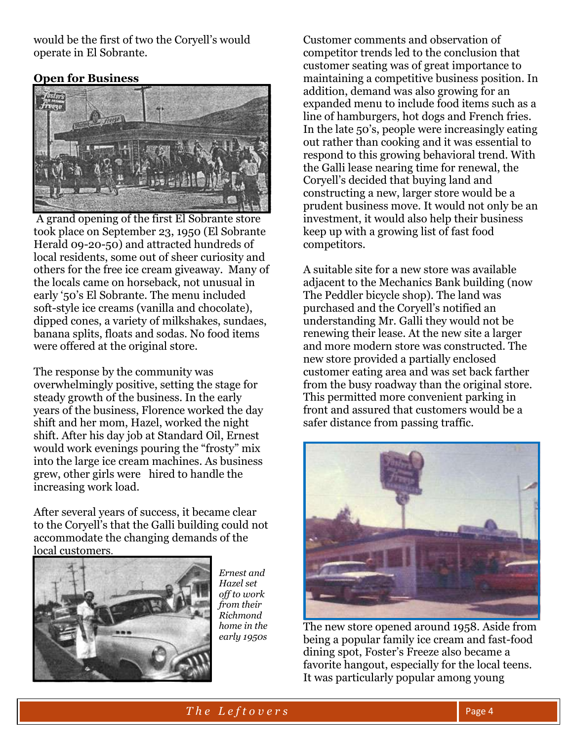would be the first of two the Coryell's would operate in El Sobrante.

**Open for Business**

A grand opening of the first El Sobrante store took place on September 23, 1950 (El Sobrante Herald 09-20-50) and attracted hundreds of local residents, some out of sheer curiosity and others for the free ice cream giveaway. Many of the locals came on horseback, not unusual in early '50's El Sobrante. The menu included soft-style ice creams (vanilla and chocolate), dipped cones, a variety of milkshakes, sundaes, banana splits, floats and sodas. No food items were offered at the original store.

The response by the community was overwhelmingly positive, setting the stage for steady growth of the business. In the early years of the business, Florence worked the day shift and her mom, Hazel, worked the night shift. After his day job at Standard Oil, Ernest would work evenings pouring the "frosty" mix into the large ice cream machines. As business grew, other girls were hired to handle the increasing work load.

After several years of success, it became clear to the Coryell's that the Galli building could not accommodate the changing demands of the local customers.

*Ernest and Hazel set off to work from their Richmond home in the early 1950s*

Customer comments and observation of competitor trends led to the conclusion that customer seating was of great importance to maintaining a competitive business position. In addition, demand was also growing for an expanded menu to include food items such as a line of hamburgers, hot dogs and French fries. In the late 50's, people were increasingly eating out rather than cooking and it was essential to respond to this growing behavioral trend. With the Galli lease nearing time for renewal, the Coryell's decided that buying land and constructing a new, larger store would be a prudent business move. It would not only be an investment, it would also help their business keep up with a growing list of fast food competitors.

A suitable site for a new store was available adjacent to the Mechanics Bank building (now The Peddler bicycle shop). The land was purchased and the Coryell's notified an understanding Mr. Galli they would not be renewing their lease. At the new site a larger and more modern store was constructed. The new store provided a partially enclosed customer eating area and was set back farther from the busy roadway than the original store. This permitted more convenient parking in front and assured that customers would be a safer distance from passing traffic.

The new store opened around 1958. Aside from being a popular family ice cream and fast-food dining spot, Foster's Freeze also became a favorite hangout, especially for the local teens. It was particularly popular among young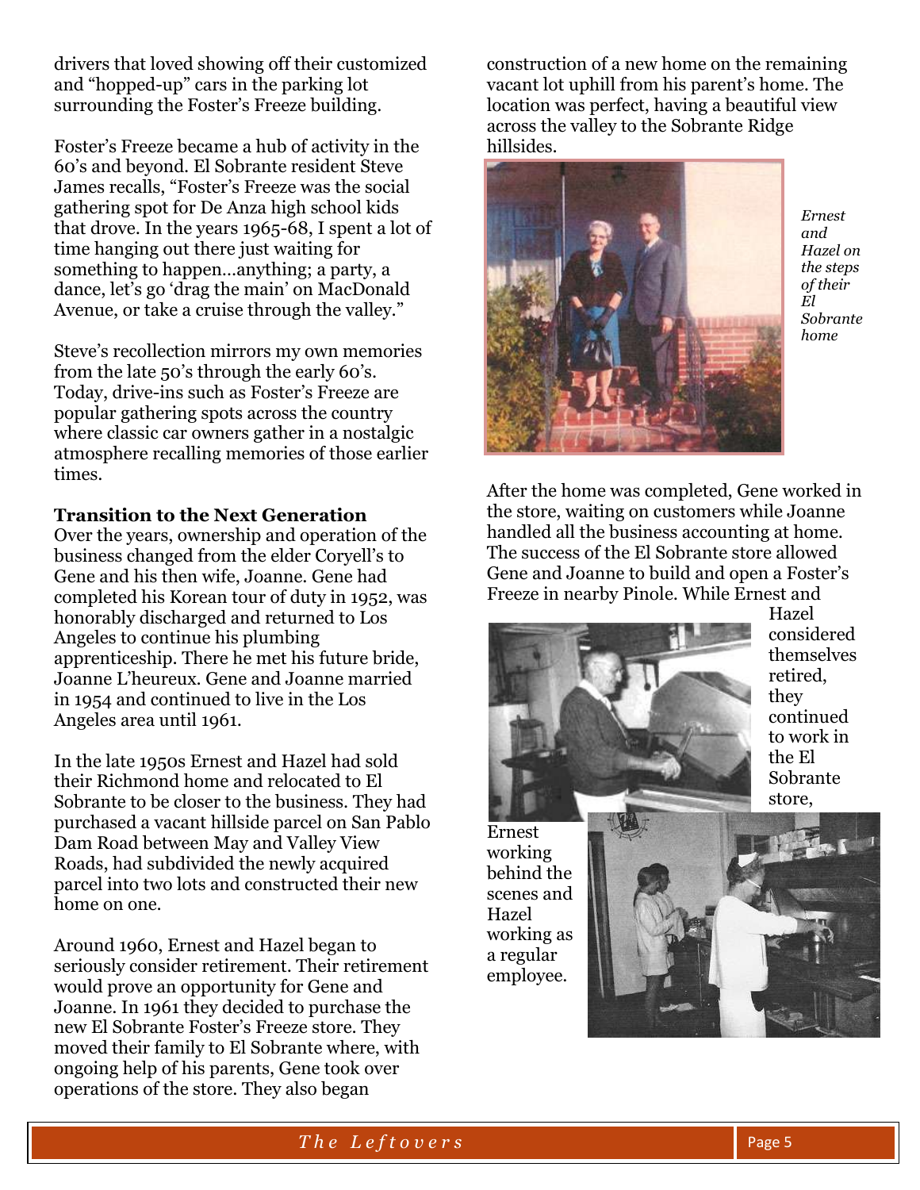drivers that loved showing off their customized and "hopped-up" cars in the parking lot surrounding the Foster's Freeze building.

Foster's Freeze became a hub of activity in the 60's and beyond. El Sobrante resident Steve James recalls, "Foster's Freeze was the social gathering spot for De Anza high school kids that drove. In the years 1965-68, I spent a lot of time hanging out there just waiting for something to happen…anything; a party, a dance, let's go 'drag the main' on MacDonald Avenue, or take a cruise through the valley."

Steve's recollection mirrors my own memories from the late 50's through the early 60's. Today, drive-ins such as Foster's Freeze are popular gathering spots across the country where classic car owners gather in a nostalgic atmosphere recalling memories of those earlier times.

**Transition to the Next Generation**

Over the years, ownership and operation of the business changed from the elder Coryell's to Gene and his then wife, Joanne. Gene had completed his Korean tour of duty in 1952, was honorably discharged and returned to Los Angeles to continue his plumbing apprenticeship. There he met his future bride, Joanne L'heureux. Gene and Joanne married in 1954 and continued to live in the Los Angeles area until 1961.

In the late 1950s Ernest and Hazel had sold their Richmond home and relocated to El Sobrante to be closer to the business. They had purchased a vacant hillside parcel on San Pablo Dam Road between May and Valley View Roads, had subdivided the newly acquired parcel into two lots and constructed their new home on one.

Around 1960, Ernest and Hazel began to seriously consider retirement. Their retirement would prove an opportunity for Gene and Joanne. In 1961 they decided to purchase the new El Sobrante Foster's Freeze store. They moved their family to El Sobrante where, with ongoing help of his parents, Gene took over operations of the store. They also began construction of a new home on the remaining vacant lot uphill from his parent's home. The location was perfect, having a beautiful view across the valley to the Sobrante Ridge hillsides.

*Ernest and Hazel on the steps of their El Sobrante home*

After the home was completed, Gene worked in the store, waiting on customers while Joanne handled all the business accounting at home. The success of the El Sobrante store allowed Gene and Joanne to build and open a Foster's Freeze in nearby Pinole. While Ernest and Hazel considered themselves retired, they continued to work in the El Sobrante store, Ernest working behind the scenes and Hazel working as a regular employee.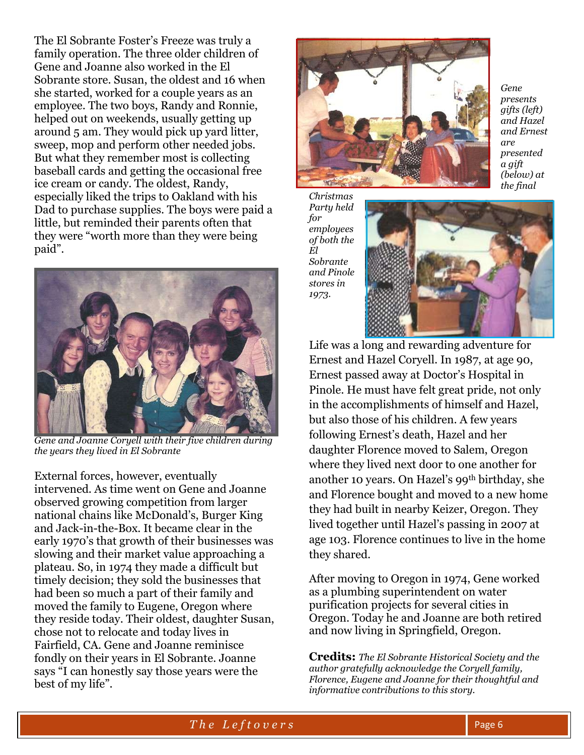The El Sobrante Foster's Freeze was truly a family operation. The three older children of Gene and Joanne also worked in the El Sobrante store. Susan, the oldest and 16 when she started, worked for a couple years as an employee. The two boys, Randy and Ronnie, helped out on weekends, usually getting up around 5 am. They would pick up yard litter, sweep, mop and perform other needed jobs. But what they remember most is collecting baseball cards and getting the occasional free ice cream or candy. The oldest, Randy, especially liked the trips to Oakland with his Dad to purchase supplies. The boys were paid a little, but reminded their parents often that they were "worth more than they were being paid".

*Gene and Joanne Coryell with their five children during the years they lived in El Sobrante*

External forces, however, eventually intervened. As time went on Gene and Joanne observed growing competition from larger national chains like McDonald's, Burger King and Jack-in-the-Box. It became clear in the early 1970's that growth of their businesses was slowing and their market value approaching a plateau. So, in 1974 they made a difficult but timely decision; they sold the businesses that had been so much a part of their family and moved the family to Eugene, Oregon where they reside today. Their oldest, daughter Susan, chose not to relocate and today lives in Fairfield, CA. Gene and Joanne reminisce fondly on their years in El Sobrante. Joanne says "I can honestly say those years were the best of my life".

*Gene presents gifts (left) and Hazel and Ernest are presented a gift (below) at the final Christmas Party held for employees of both the El Sobrante and Pinole stores in 1973.*

Life was a long and rewarding adventure for Ernest and Hazel Coryell. In 1987, at age 90, Ernest passed away at Doctor's Hospital in Pinole. He must have felt great pride, not only in the accomplishments of himself and Hazel, but also those of his children. A few years following Ernest's death, Hazel and her daughter Florence moved to Salem, Oregon where they lived next door to one another for another 10 years. On Hazel's 99th birthday, she and Florence bought and moved to a new home they had built in nearby Keizer, Oregon. They lived together until Hazel's passing in 2007 at age 103. Florence continues to live in the home they shared.

After moving to Oregon in 1974, Gene worked as a plumbing superintendent on water purification projects for several cities in Oregon. Today he and Joanne are both retired and now living in Springfield, Oregon.

**Credits:** *The El Sobrante Historical Society and the author gratefully acknowledge the Coryell family, Florence, Eugene and Joanne for their thoughtful and informative contributions to this story.*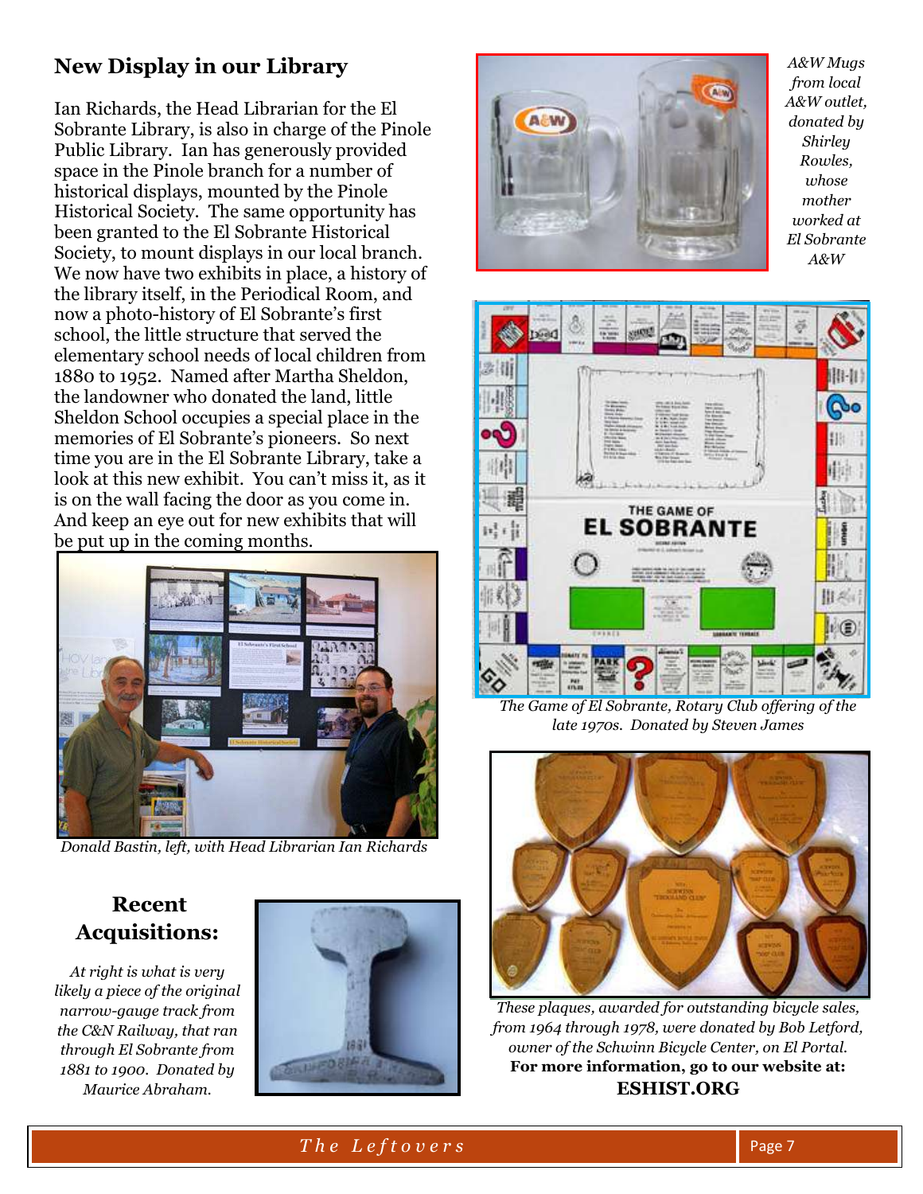## New Display in our Library

Ian Richards, the Head Librarian for the El Sobrante Library, is also in charge of the Pinole Public Library. Ian has generously provided space in the Pinole branch for a number of historical displays, mounted by the Pinole Historical Society. The same opportunity has been granted to the El Sobrante Historical Society, to mount displays in our local branch. We now have two exhibits in place, a history of the library itself, in the Periodical Room, and now a photo-history of El Sobrante's first school, the little structure that served the elementary school needs of local children from 1880 to 1952. Named after Martha Sheldon, the landowner who donated the land, little Sheldon School occupies a special place in the memories of El Sobrante's pioneers. So next time you are in the El Sobrante Library, take a look at this new exhibit. You can't miss it, as it is on the wall facing the door as you come in. And keep an eye out for new exhibits that will be put up in the coming months.

*Donald Bastin, left, with Head Librarian Ian Richards*

## Recent Acquisitions:

*At right is what is very likely a piece of the original narrow-gauge track from the C&N Railway, that ran through El Sobrante from 1881 to 1900. Donated by Maurice Abraham.*

*A&W Mugs from local A&W outlet, donated by Shirley Rowles, whose mother worked at El Sobrante A&W*

*The Game of El Sobrante, Rotary Club offering of the late 1970s. Donated by Steven James*

*These plaques, awarded for outstanding bicycle sales, from 1964 through 1978, were donated by Bob Letford, owner of the Schwinn Bicycle Center, on El Portal.*

**For more information, go to our website at:**
**ESHIST.ORG**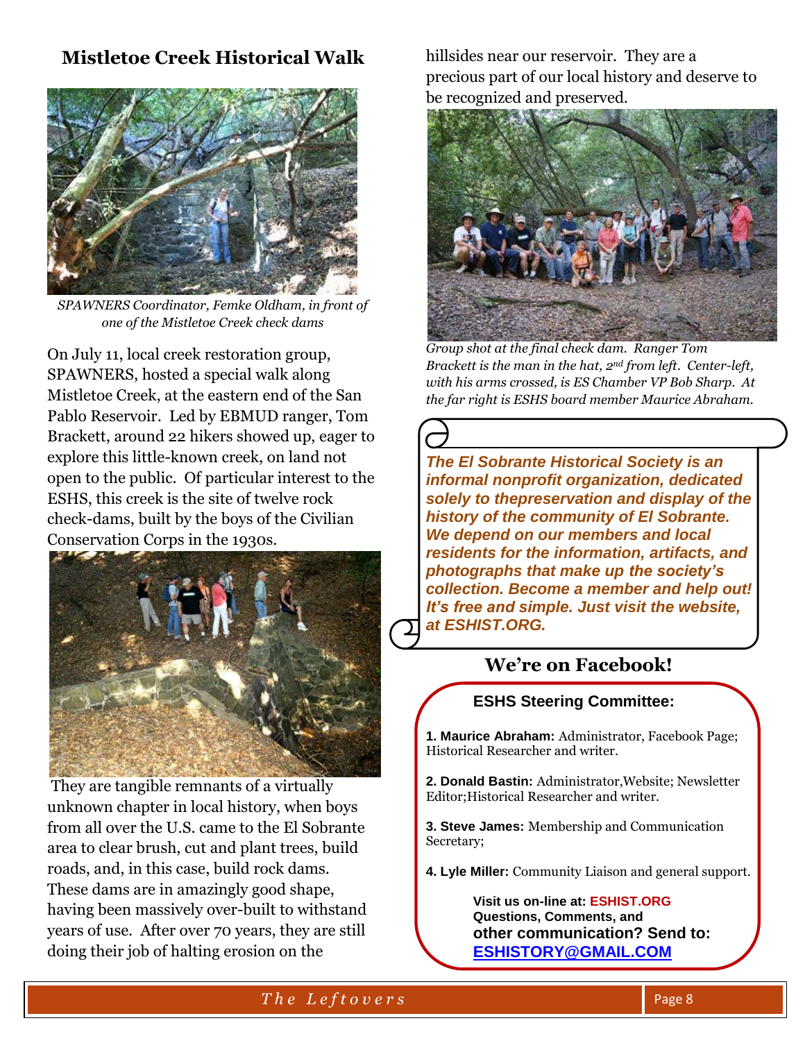## Mistletoe Creek Historical Walk

*SPAWNERS Coordinator, Femke Oldham, in front of one of the Mistletoe Creek check dams*

On July 11, local creek restoration group, SPAWNERS, hosted a special walk along Mistletoe Creek, at the eastern end of the San Pablo Reservoir. Led by EBMUD ranger, Tom Brackett, around 22 hikers showed up, eager to explore this little-known creek, on land not open to the public. Of particular interest to the ESHS, this creek is the site of twelve rock check-dams, built by the boys of the Civilian Conservation Corps in the 1930s.

They are tangible remnants of a virtually unknown chapter in local history, when boys from all over the U.S. came to the El Sobrante area to clear brush, cut and plant trees, build roads, and, in this case, build rock dams. These dams are in amazingly good shape, having been massively over-built to withstand years of use. After over 70 years, they are still doing their job of halting erosion on the hillsides near our reservoir. They are a precious part of our local history and deserve to be recognized and preserved.

*Group shot at the final check dam. Ranger Tom Brackett is the man in the hat, 2nd from left. Center-left, with his arms crossed, is ES Chamber VP Bob Sharp. At the far right is ESHS board member Maurice Abraham.*

***The El Sobrante Historical Society is an informal nonprofit organization, dedicated solely to thepreservation and display of the history of the community of El Sobrante. We depend on our members and local residents for the information, artifacts, and photographs that make up the society's collection. Become a member and help out! It's free and simple. Just visit the website, at ESHIST.ORG.***

### We're on Facebook!

**ESHS Steering Committee:**

**1. Maurice Abraham:** Administrator, Facebook Page; Historical Researcher and writer.

**2. Donald Bastin:** Administrator,Website; Newsletter Editor;Historical Researcher and writer.

**3. Steve James:** Membership and Communication Secretary;

**4. Lyle Miller:** Community Liaison and general support.

**Visit us on-line at: ESHIST.ORG**
**Questions, Comments, and other communication? Send to: ESHISTORY@GMAIL.COM**